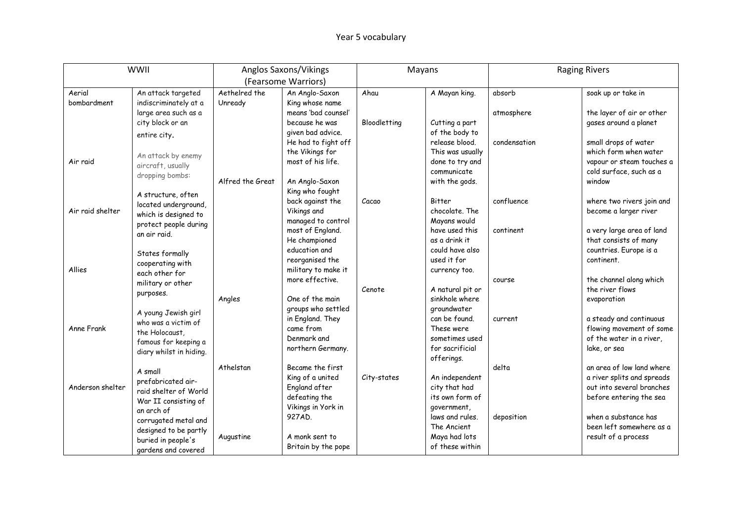# Year 5 vocabulary

| WWII | | Anglos Saxons/Vikings (Fearsome Warriors) | | Mayans | | Raging Rivers | |
|---|---|---|---|---|---|---|---|
| Aerial bombardment | An attack targeted indiscriminately at a large area such as a city block or an entire city. | Aethelred the Unready | An Anglo-Saxon King whose name means 'bad counsel' because he was given bad advice. He had to fight off the Vikings for most of his life. | Ahau | A Mayan king. | absorb | soak up or take in |
| Air raid | An attack by enemy aircraft, usually dropping bombs: | Alfred the Great | An Anglo-Saxon King who fought back against the Vikings and managed to control most of England. He championed education and reorganised the military to make it more effective. | Bloodletting | Cutting a part of the body to release blood. This was usually done to try and communicate with the gods. | atmosphere | the layer of air or other gases around a planet |
| Air raid shelter | A structure, often located underground, which is designed to protect people during an air raid. | Angles | One of the main groups who settled in England. They came from Denmark and northern Germany. | Cacao | Bitter chocolate. The Mayans would have used this as a drink it could have also used it for currency too. | condensation | small drops of water which form when water vapour or steam touches a cold surface, such as a window |
| Allies | States formally cooperating with each other for military or other purposes. | Athelstan | Became the first King of a united England after defeating the Vikings in York in 927AD. | Cenote | A natural pit or sinkhole where groundwater can be found. These were sometimes used for sacrificial offerings. | confluence | where two rivers join and become a larger river |
| Anne Frank | A young Jewish girl who was a victim of the Holocaust, famous for keeping a diary whilst in hiding. | Augustine | A monk sent to Britain by the pope | City-states | An independent city that had its own form of government, laws and rules. The Ancient Maya had lots of these within | continent | a very large area of land that consists of many countries. Europe is a continent. |
| Anderson shelter | A small prefabricated air-raid shelter of World War II consisting of an arch of corrugated metal and designed to be partly buried in people's gardens and covered | | | | | course | the channel along which the river flows |
| | | | | | | | evaporation |
| | | | | | | current | a steady and continuous flowing movement of some of the water in a river, lake, or sea |
| | | | | | | delta | an area of low land where a river splits and spreads out into several branches before entering the sea |
| | | | | | | deposition | when a substance has been left somewhere as a result of a process |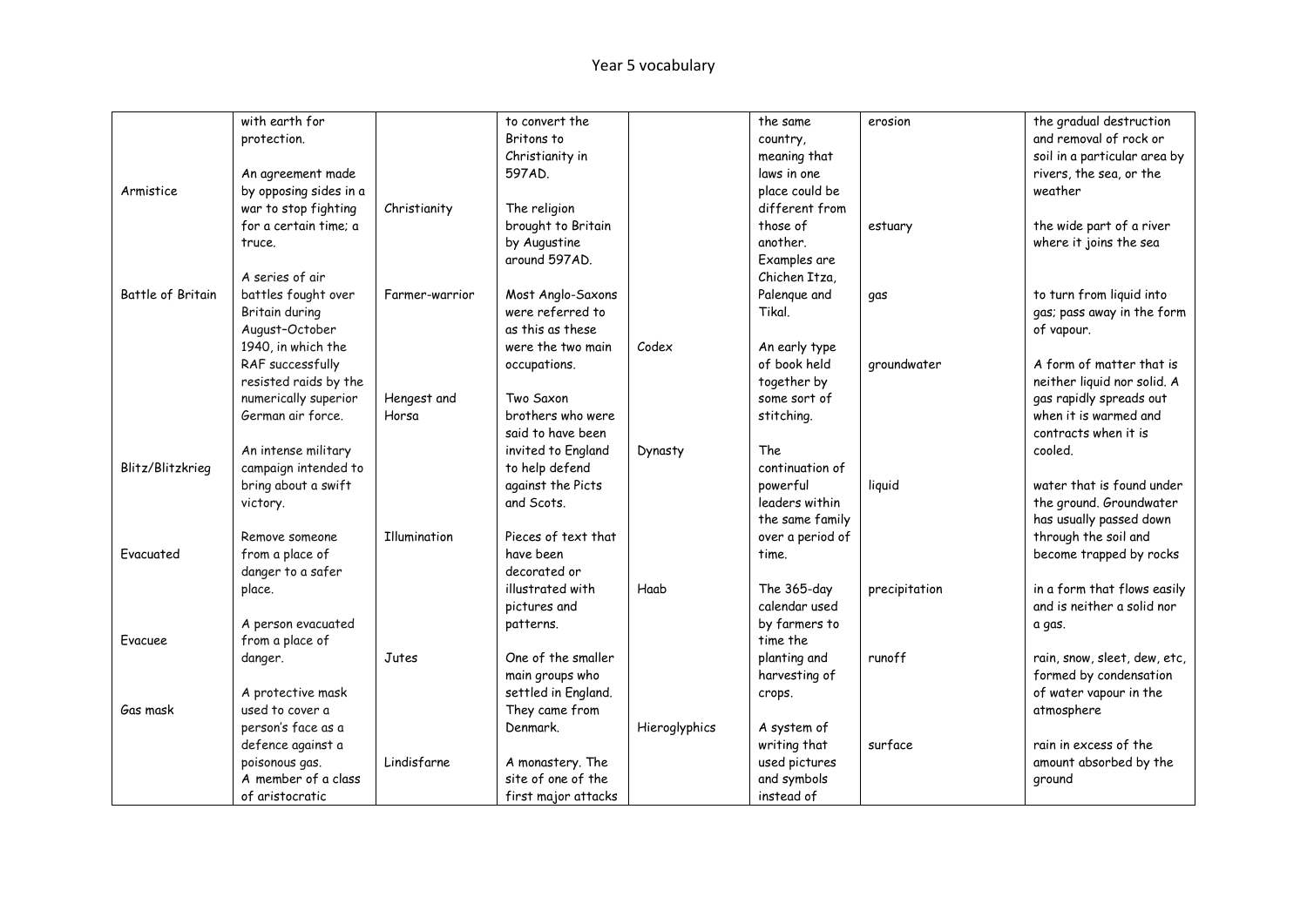| | | | | | | | |
|---|---|---|---|---|---|---|---|
| | with earth for protection. | | to convert the Britons to Christianity in 597AD. | | the same country, meaning that laws in one place could be different from those of another. Examples are Chichen Itza, Palenque and Tikal. | erosion | the gradual destruction and removal of rock or soil in a particular area by rivers, the sea, or the weather |
| Armistice | An agreement made by opposing sides in a war to stop fighting for a certain time; a truce. | Christianity | The religion brought to Britain by Augustine around 597AD. | | | estuary | the wide part of a river where it joins the sea |
| Battle of Britain | A series of air battles fought over Britain during August–October 1940, in which the RAF successfully resisted raids by the numerically superior German air force. | Farmer-warrior | Most Anglo-Saxons were referred to as this as these were the two main occupations. | Codex | An early type of book held together by some sort of stitching. | gas | to turn from liquid into gas; pass away in the form of vapour. |
| | | Hengest and Horsa | Two Saxon brothers who were said to have been invited to England to help defend against the Picts and Scots. | | | groundwater | A form of matter that is neither liquid nor solid. A gas rapidly spreads out when it is warmed and contracts when it is cooled. |
| Blitz/Blitzkrieg | An intense military campaign intended to bring about a swift victory. | | | Dynasty | The continuation of powerful leaders within the same family over a period of time. | liquid | water that is found under the ground. Groundwater has usually passed down through the soil and become trapped by rocks |
| Evacuated | Remove someone from a place of danger to a safer place. | Illumination | Pieces of text that have been decorated or illustrated with pictures and patterns. | Haab | The 365-day calendar used by farmers to time the planting and harvesting of crops. | precipitation | in a form that flows easily and is neither a solid nor a gas. |
| Evacuee | A person evacuated from a place of danger. | Jutes | One of the smaller main groups who settled in England. They came from Denmark. | | | runoff | rain, snow, sleet, dew, etc, formed by condensation of water vapour in the atmosphere |
| Gas mask | A protective mask used to cover a person's face as a defence against a poisonous gas. | Lindisfarne | A monastery. The site of one of the first major attacks | Hieroglyphics | A system of writing that used pictures and symbols instead of | surface | rain in excess of the amount absorbed by the ground |
| | A member of a class of aristocratic | | | | | | |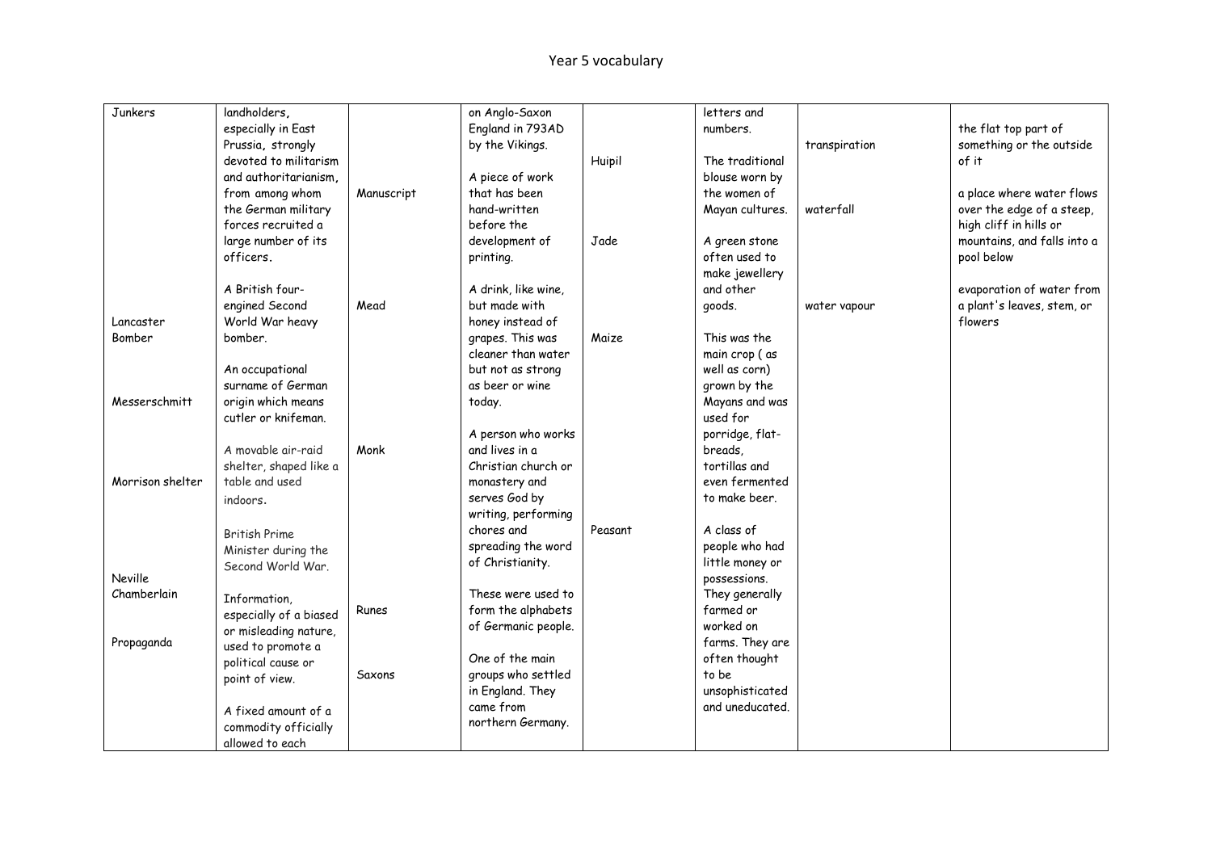# Year 5 vocabulary

| | | | | | | | |
|---|---|---|---|---|---|---|---|
| Junkers | landholders, especially in East Prussia, strongly devoted to militarism and authoritarianism, from among whom the German military forces recruited a large number of its officers. | | on Anglo-Saxon England in 793AD by the Vikings. | | letters and numbers. | transpiration | the flat top part of something or the outside of it |
| | | Manuscript | A piece of work that has been hand-written before the development of printing. | Huipil | The traditional blouse worn by the women of Mayan cultures. | waterfall | a place where water flows over the edge of a steep, high cliff in hills or mountains, and falls into a pool below |
| Lancaster Bomber | A British four-engined Second World War heavy bomber. | Mead | A drink, like wine, but made with honey instead of grapes. This was cleaner than water but not as strong as beer or wine today. | Jade | A green stone often used to make jewellery and other goods. | water vapour | evaporation of water from a plant's leaves, stem, or flowers |
| Messerschmitt | An occupational surname of German origin which means cutler or knifeman. | Monk | A person who works and lives in a Christian church or monastery and serves God by writing, performing chores and spreading the word of Christianity. | Maize | This was the main crop ( as well as corn) grown by the Mayans and was used for porridge, flat-breads, tortillas and even fermented to make beer. | | |
| Morrison shelter | A movable air-raid shelter, shaped like a table and used indoors. | | | | | | |
| Neville Chamberlain | British Prime Minister during the Second World War. | Runes | These were used to form the alphabets of Germanic people. | Peasant | A class of people who had little money or possessions. They generally farmed or worked on farms. They are often thought to be unsophisticated and uneducated. | | |
| Propaganda | Information, especially of a biased or misleading nature, used to promote a political cause or point of view. | Saxons | One of the main groups who settled in England. They came from northern Germany. | | | | |
| | A fixed amount of a commodity officially allowed to each | | | | | | |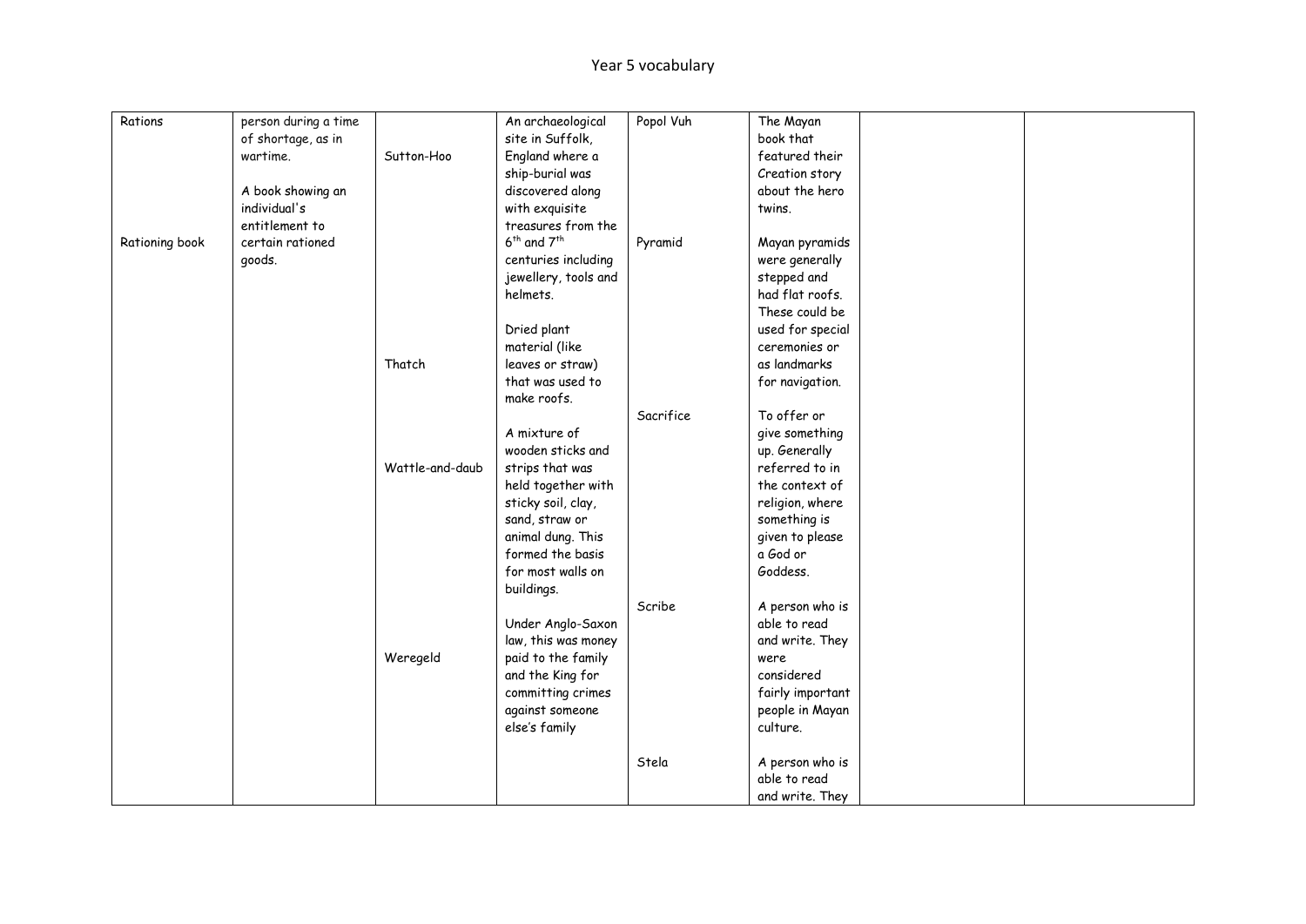# Year 5 vocabulary

| | | | | | | | |
|---|---|---|---|---|---|---|---|
| Rations | person during a time of shortage, as in wartime. | Sutton-Hoo | An archaeological site in Suffolk, England where a ship-burial was discovered along with exquisite treasures from the $6^{th}$ and $7^{th}$ centuries including jewellery, tools and helmets. | Popol Vuh | The Mayan book that featured their Creation story about the hero twins. | | |
| Rationing book | A book showing an individual's entitlement to certain rationed goods. | Thatch | Dried plant material (like leaves or straw) that was used to make roofs. | Pyramid | Mayan pyramids were generally stepped and had flat roofs. These could be used for special ceremonies or as landmarks for navigation. | | |
| | | Wattle-and-daub | A mixture of wooden sticks and strips that was held together with sticky soil, clay, sand, straw or animal dung. This formed the basis for most walls on buildings. | Sacrifice | To offer or give something up. Generally referred to in the context of religion, where something is given to please a God or Goddess. | | |
| | | Weregeld | Under Anglo-Saxon law, this was money paid to the family and the King for committing crimes against someone else's family | Scribe | A person who is able to read and write. They were considered fairly important people in Mayan culture. | | |
| | | | | Stela | A person who is able to read and write. They | | |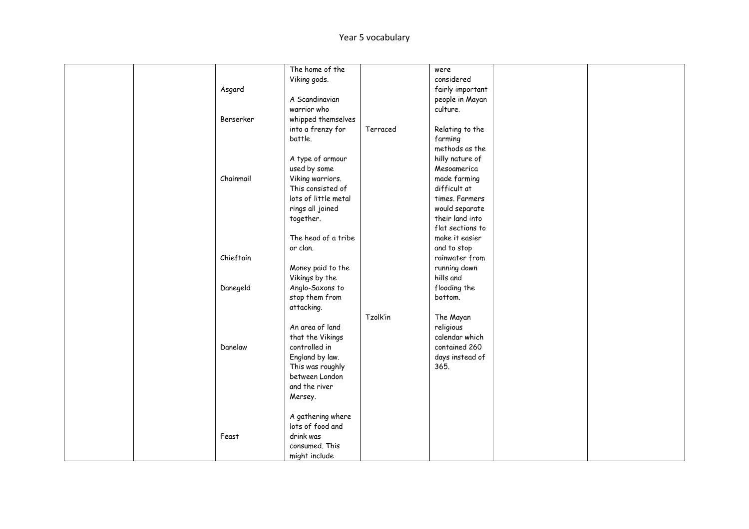# Year 5 vocabulary

| | | | | | | | |
|---|---|---|---|---|---|---|---|
| | | Asgard | The home of the Viking gods. | | were considered fairly important people in Mayan culture. | | |
| | | Berserker | A Scandinavian warrior who whipped themselves into a frenzy for battle. | Terraced | Relating to the farming methods as the hilly nature of Mesoamerica made farming difficult at times. Farmers would separate their land into flat sections to make it easier and to stop rainwater from running down hills and flooding the bottom. | | |
| | | Chainmail | A type of armour used by some Viking warriors. This consisted of lots of little metal rings all joined together. | | | | |
| | | Chieftain | The head of a tribe or clan. | | | | |
| | | Danegeld | Money paid to the Vikings by the Anglo-Saxons to stop them from attacking. | | | | |
| | | Danelaw | An area of land that the Vikings controlled in England by law. This was roughly between London and the river Mersey. | Tzolk'in | The Mayan religious calendar which contained 260 days instead of 365. | | |
| | | Feast | A gathering where lots of food and drink was consumed. This might include | | | | |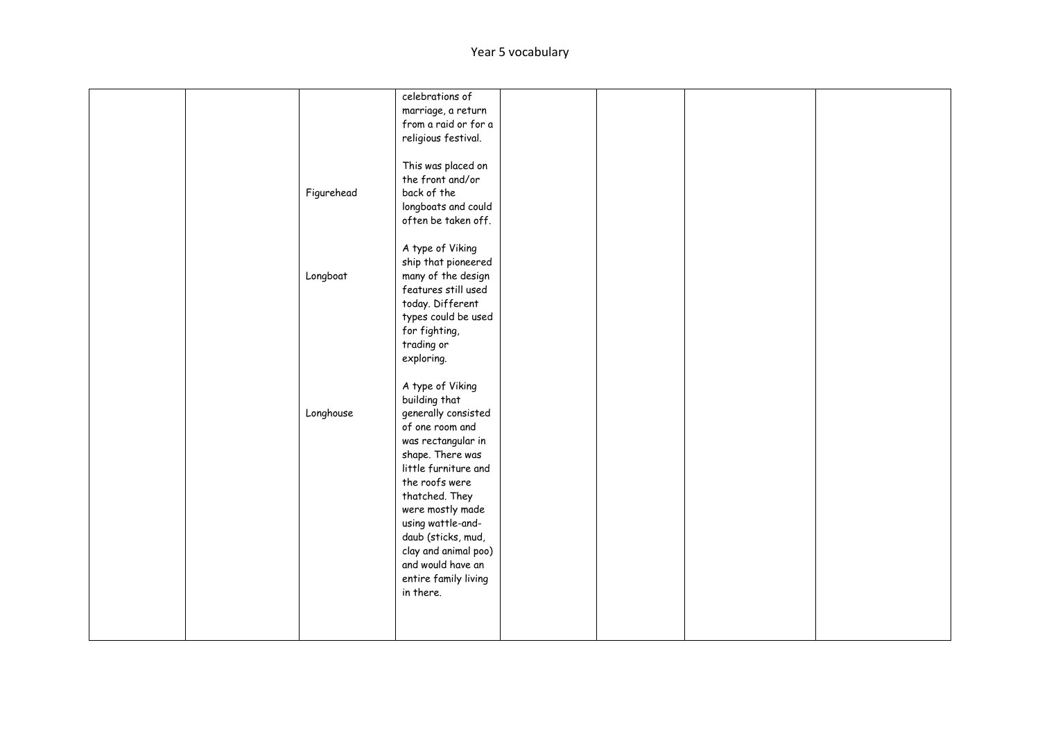| | | | | | | | |
|---|---|---|---|---|---|---|---|
| | | | celebrations of marriage, a return from a raid or for a religious festival. | | | | |
| | | Figurehead | This was placed on the front and/or back of the longboats and could often be taken off. | | | | |
| | | Longboat | A type of Viking ship that pioneered many of the design features still used today. Different types could be used for fighting, trading or exploring. | | | | |
| | | Longhouse | A type of Viking building that generally consisted of one room and was rectangular in shape. There was little furniture and the roofs were thatched. They were mostly made using wattle-and-daub (sticks, mud, clay and animal poo) and would have an entire family living in there. | | | | |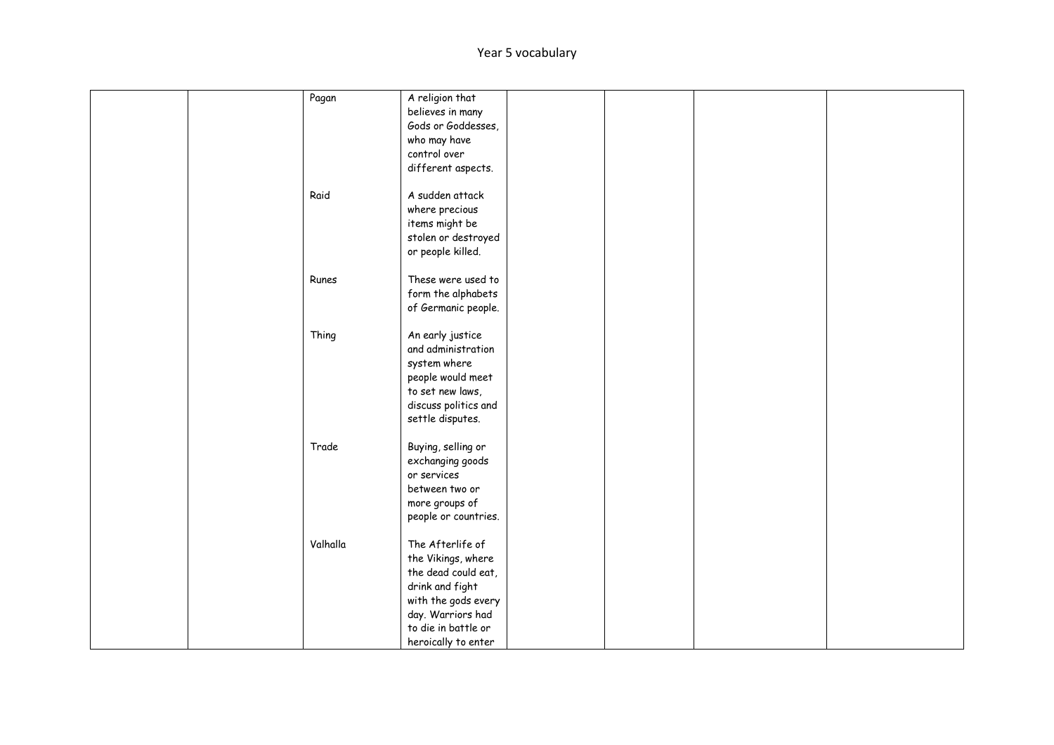Year 5 vocabulary

| | | | | | | | |
|---|---|---|---|---|---|---|---|
| | | Pagan | A religion that believes in many Gods or Goddesses, who may have control over different aspects. | | | | |
| | | Raid | A sudden attack where precious items might be stolen or destroyed or people killed. | | | | |
| | | Runes | These were used to form the alphabets of Germanic people. | | | | |
| | | Thing | An early justice and administration system where people would meet to set new laws, discuss politics and settle disputes. | | | | |
| | | Trade | Buying, selling or exchanging goods or services between two or more groups of people or countries. | | | | |
| | | Valhalla | The Afterlife of the Vikings, where the dead could eat, drink and fight with the gods every day. Warriors had to die in battle or heroically to enter | | | | |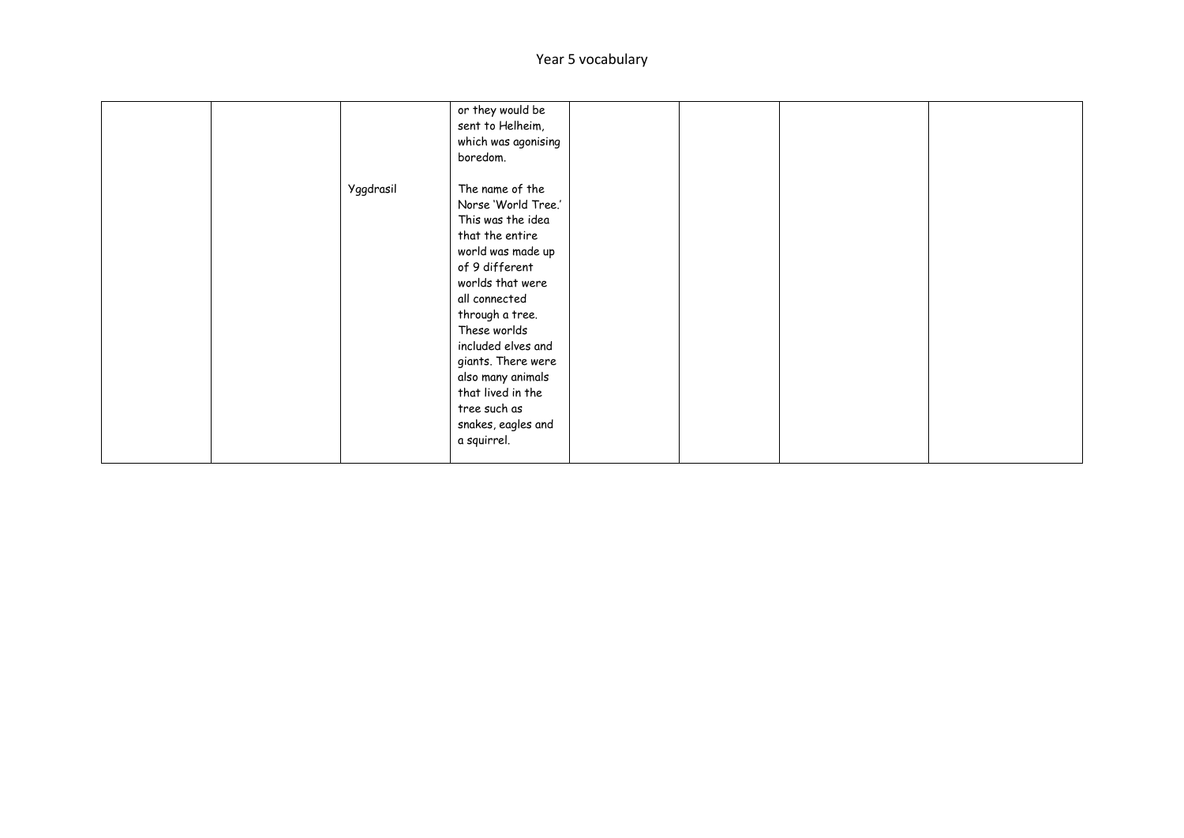| | | | | | | | |
|---|---|---|---|---|---|---|---|
| | | | or they would be sent to Helheim, which was agonising boredom. | | | | |
| | | Yggdrasil | The name of the Norse 'World Tree.' This was the idea that the entire world was made up of 9 different worlds that were all connected through a tree. These worlds included elves and giants. There were also many animals that lived in the tree such as snakes, eagles and a squirrel. | | | | |